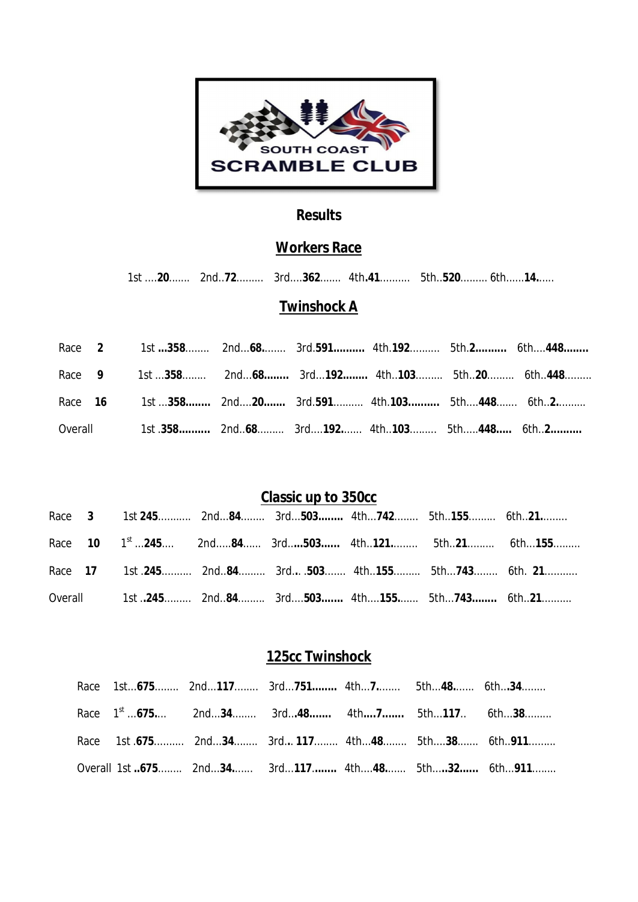SOUTH COAST SCRAMBLE CLUB

## Results

## Workers Race

1st ....**20**....... 2nd..**72**......... 3rd....**362**....... 4th.**41**.......... 5th..**520**......... 6th......**14**......

## Twinshock A

| | | | | | | |
|---|---|---|---|---|---|---|
| Race **2** | 1st **...358**........ | 2nd...**68.**....... | 3rd.**591..........** | 4th.**192**.......... | 5th.**2..........** | 6th....**448........** |
| Race **9** | 1st ...**358**........ | 2nd...**68........** | 3rd...**192........** | 4th..**103**......... | 5th..**20**......... | 6th..**448**......... |
| Race **16** | 1st ...**358........** | 2nd....**20.......** | 3rd.**591**.......... | 4th.**103..........** | 5th....**448**....... | 6th..**2.**......... |
| Overall | 1st .**358..........** | 2nd..**68**......... | 3rd....**192.**...... | 4th..**103**......... | 5th.....**448.....** | 6th..**2..........** |

## Classic up to 350cc

| | | | | | | |
|---|---|---|---|---|---|---|
| Race **3** | 1st **245**........... | 2nd...**84**........ | 3rd...**503........** | 4th...**742**........ | 5th..**155**......... | 6th..**21.**........ |
| Race **10** | 1st ...**245**.... | 2nd.....**84**...... | 3rd.**...503......** | 4th..**121.**........ | 5th..**21**......... | 6th...**155**......... |
| Race **17** | 1st .**245**.......... | 2nd..**84**......... | 3rd.**..** .**503**....... | 4th..**155**......... | 5th...**743**........ | 6th. **21**........... |
| Overall | 1st ..**245**......... | 2nd..**84**......... | 3rd....**503.......** | 4th....**155.**...... | 5th...**743........** | 6th..**21**.......... |

## 125cc Twinshock

| | | | | | | |
|---|---|---|---|---|---|---|
| Race | 1st...**675**........ | 2nd...**117**........ | 3rd...**751........** | 4th...**7.**....... | 5th...**48.**...... | 6th...**34**........ |
| Race | 1st ...**675.**... | 2nd...**34**........ | 3rd...**48.......** | 4th**....7.......** | 5th...**117**.. | 6th...**38**......... |
| Race | 1st .**675**.......... | 2nd...**34**........ | 3rd**..** **117**........ | 4th...**48**........ | 5th....**38**....... | 6th..**911**......... |
| Overall | 1st **..675**........ | 2nd...**34.**...... | 3rd...**117.......** | 4th....**48.**...... | 5th...**..32......** | 6th...**911**........ |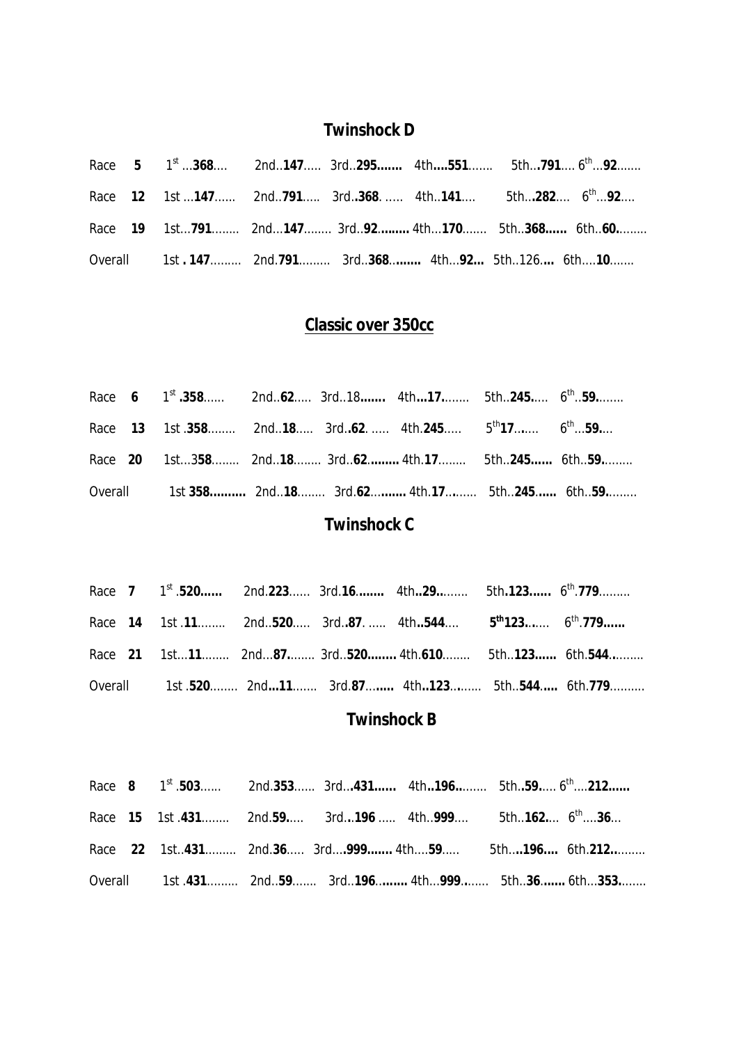## Twinshock D

Race **5** 1st ...**368**.... 2nd..**147**..... 3rd..**295.......** 4th**....551**....... 5th...**791**.... 6th...**92**.......

Race **12** 1st ...**147**...... 2nd..**791**..... 3rd**..368**. ..... 4th..**141**.... 5th..**.282**.... 6th...**92**....

Race **19** 1st...**791**........ 2nd...**147**........ 3rd..**92.........** 4th...**170**....... 5th..**368......** 6th..**60.**........

Overall 1st **. 147**......... 2nd.**791**......... 3rd..**368**..**.......** 4th...**92...** 5th..126.**...** 6th....**10**.......

## Classic over 350cc

Race **6** 1st **.358**...... 2nd..**62**..... 3rd..18**.......** 4th**...17.**....... 5th..**245.**.... 6th..**59.**.......

Race **13** 1st .**358**........ 2nd..**18**..... 3rd.**.62**. ..... 4th.**245**..... 5th**17**...**.**.... 6th...**59.**...

Race **20** 1st...3**58**........ 2nd..**18**........ 3rd..**62.........** 4th.**17**........ 5th..**245......** 6th..**59.**........

Overall 1st **358..........** 2nd..**18**........ 3rd.**62**...**.......** 4th.**17**...**.**...... 5th..**245**.**.....** 6th..**59.**........

## Twinshock C

Race **7** 1st .**520......** 2nd.**223**...... 3rd.**16.**....... 4th**..29..**....... 5th**.123......** 6th.**779**.........

Race **14** 1st .**11**........ 2nd..**520**..... 3rd.**.87**. ..... 4th**..544**.... **5th123..**.... 6th.**779......**

Race **21** 1st...**11**........ 2nd...**87.**....... 3rd..**520........** 4th.**610**........ 5th..**123......** 6th.**544..**.......

Overall 1st .**520**........ 2nd**...11**....... 3rd.**87**...**.....** 4th**..123**...**.**..... 5th..**544**.**....** 6th.**779**..........

## Twinshock B

Race **8** 1st .**503**...... 2nd.**353**...... 3rd...**431......** 4th**..196..**....... 5th.**.59.**.... 6th....**212......**

Race **15** 1st .**431**........ 2nd.**59.**.... 3rd**...196** ..... 4th..**999**.... 5th..**162.**... 6th....**36**...

Race **22** 1st..**431**......... 2nd.**36**..... 3rd....**999.......** 4th....**59**..... 5th...**.196....** 6th.**212..**.......

Overall 1st .**431**......... 2nd..**59**....... 3rd..**196**...**.......** 4th...**999.**....... 5th..**36**.**......** 6th...**353.**.......